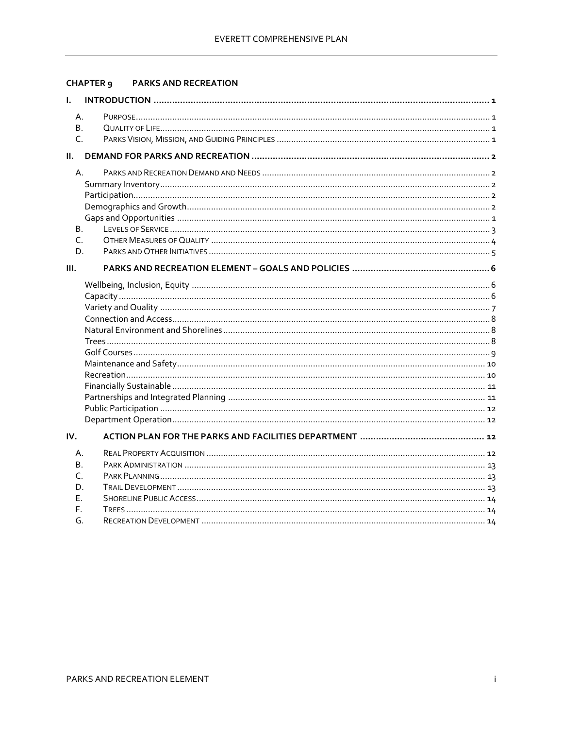# CHAPTER 9 PARKS AND RECREATION

- I. INTRODUCTION ..... 1
  - A. PURPOSE ..... 1
  - B. QUALITY OF LIFE ..... 1
  - C. PARKS VISION, MISSION, AND GUIDING PRINCIPLES ..... 1
- II. DEMAND FOR PARKS AND RECREATION ..... 2
  - A. PARKS AND RECREATION DEMAND AND NEEDS ..... 2
    - Summary Inventory ..... 2
    - Participation ..... 2
    - Demographics and Growth ..... 2
    - Gaps and Opportunities ..... 1
  - B. LEVELS OF SERVICE ..... 3
  - C. OTHER MEASURES OF QUALITY ..... 4
  - D. PARKS AND OTHER INITIATIVES ..... 5
- III. PARKS AND RECREATION ELEMENT – GOALS AND POLICIES ..... 6
  - Wellbeing, Inclusion, Equity ..... 6
  - Capacity ..... 6
  - Variety and Quality ..... 7
  - Connection and Access ..... 8
  - Natural Environment and Shorelines ..... 8
  - Trees ..... 8
  - Golf Courses ..... 9
  - Maintenance and Safety ..... 10
  - Recreation ..... 10
  - Financially Sustainable ..... 11
  - Partnerships and Integrated Planning ..... 11
  - Public Participation ..... 12
  - Department Operation ..... 12
- IV. ACTION PLAN FOR THE PARKS AND FACILITIES DEPARTMENT ..... 12
  - A. REAL PROPERTY ACQUISITION ..... 12
  - B. PARK ADMINISTRATION ..... 13
  - C. PARK PLANNING ..... 13
  - D. TRAIL DEVELOPMENT ..... 13
  - E. SHORELINE PUBLIC ACCESS ..... 14
  - F. TREES ..... 14
  - G. RECREATION DEVELOPMENT ..... 14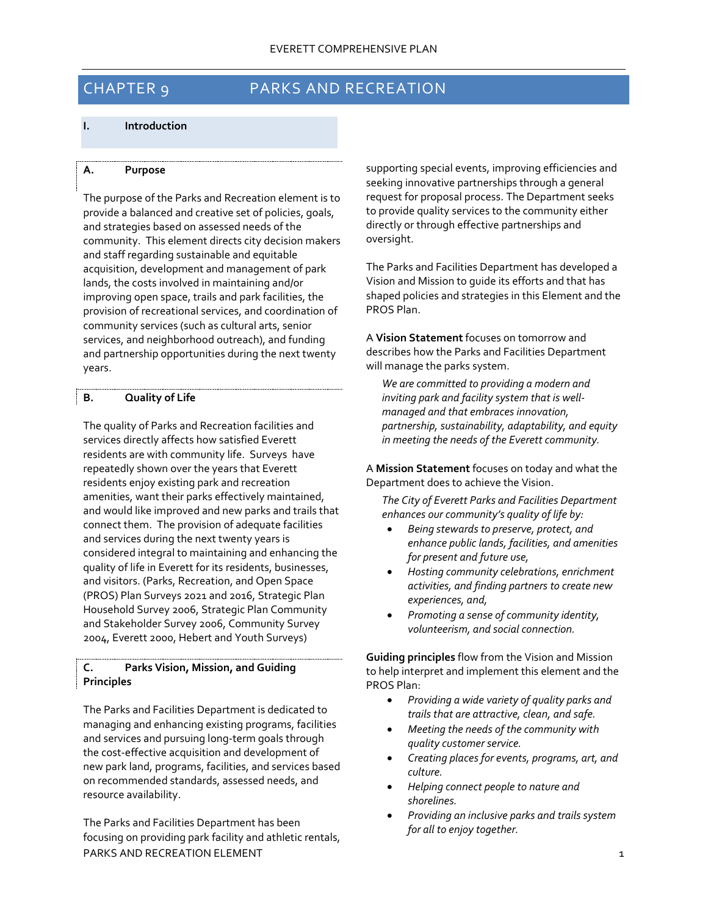# CHAPTER 9 PARKS AND RECREATION

## I. Introduction

### A. Purpose

The purpose of the Parks and Recreation element is to provide a balanced and creative set of policies, goals, and strategies based on assessed needs of the community. This element directs city decision makers and staff regarding sustainable and equitable acquisition, development and management of park lands, the costs involved in maintaining and/or improving open space, trails and park facilities, the provision of recreational services, and coordination of community services (such as cultural arts, senior services, and neighborhood outreach), and funding and partnership opportunities during the next twenty years.

### B. Quality of Life

The quality of Parks and Recreation facilities and services directly affects how satisfied Everett residents are with community life. Surveys have repeatedly shown over the years that Everett residents enjoy existing park and recreation amenities, want their parks effectively maintained, and would like improved and new parks and trails that connect them. The provision of adequate facilities and services during the next twenty years is considered integral to maintaining and enhancing the quality of life in Everett for its residents, businesses, and visitors. (Parks, Recreation, and Open Space (PROS) Plan Surveys 2021 and 2016, Strategic Plan Household Survey 2006, Strategic Plan Community and Stakeholder Survey 2006, Community Survey 2004, Everett 2000, Hebert and Youth Surveys)

### C. Parks Vision, Mission, and Guiding Principles

The Parks and Facilities Department is dedicated to managing and enhancing existing programs, facilities and services and pursuing long-term goals through the cost-effective acquisition and development of new park land, programs, facilities, and services based on recommended standards, assessed needs, and resource availability.

The Parks and Facilities Department has been focusing on providing park facility and athletic rentals, supporting special events, improving efficiencies and seeking innovative partnerships through a general request for proposal process. The Department seeks to provide quality services to the community either directly or through effective partnerships and oversight.

The Parks and Facilities Department has developed a Vision and Mission to guide its efforts and that has shaped policies and strategies in this Element and the PROS Plan.

A **Vision Statement** focuses on tomorrow and describes how the Parks and Facilities Department will manage the parks system.

> *We are committed to providing a modern and inviting park and facility system that is well-managed and that embraces innovation, partnership, sustainability, adaptability, and equity in meeting the needs of the Everett community.*

A **Mission Statement** focuses on today and what the Department does to achieve the Vision.

> *The City of Everett Parks and Facilities Department enhances our community's quality of life by:*
>
> - *Being stewards to preserve, protect, and enhance public lands, facilities, and amenities for present and future use,*
> - *Hosting community celebrations, enrichment activities, and finding partners to create new experiences, and,*
> - *Promoting a sense of community identity, volunteerism, and social connection.*

**Guiding principles** flow from the Vision and Mission to help interpret and implement this element and the PROS Plan:

- *Providing a wide variety of quality parks and trails that are attractive, clean, and safe.*
- *Meeting the needs of the community with quality customer service.*
- *Creating places for events, programs, art, and culture.*
- *Helping connect people to nature and shorelines.*
- *Providing an inclusive parks and trails system for all to enjoy together.*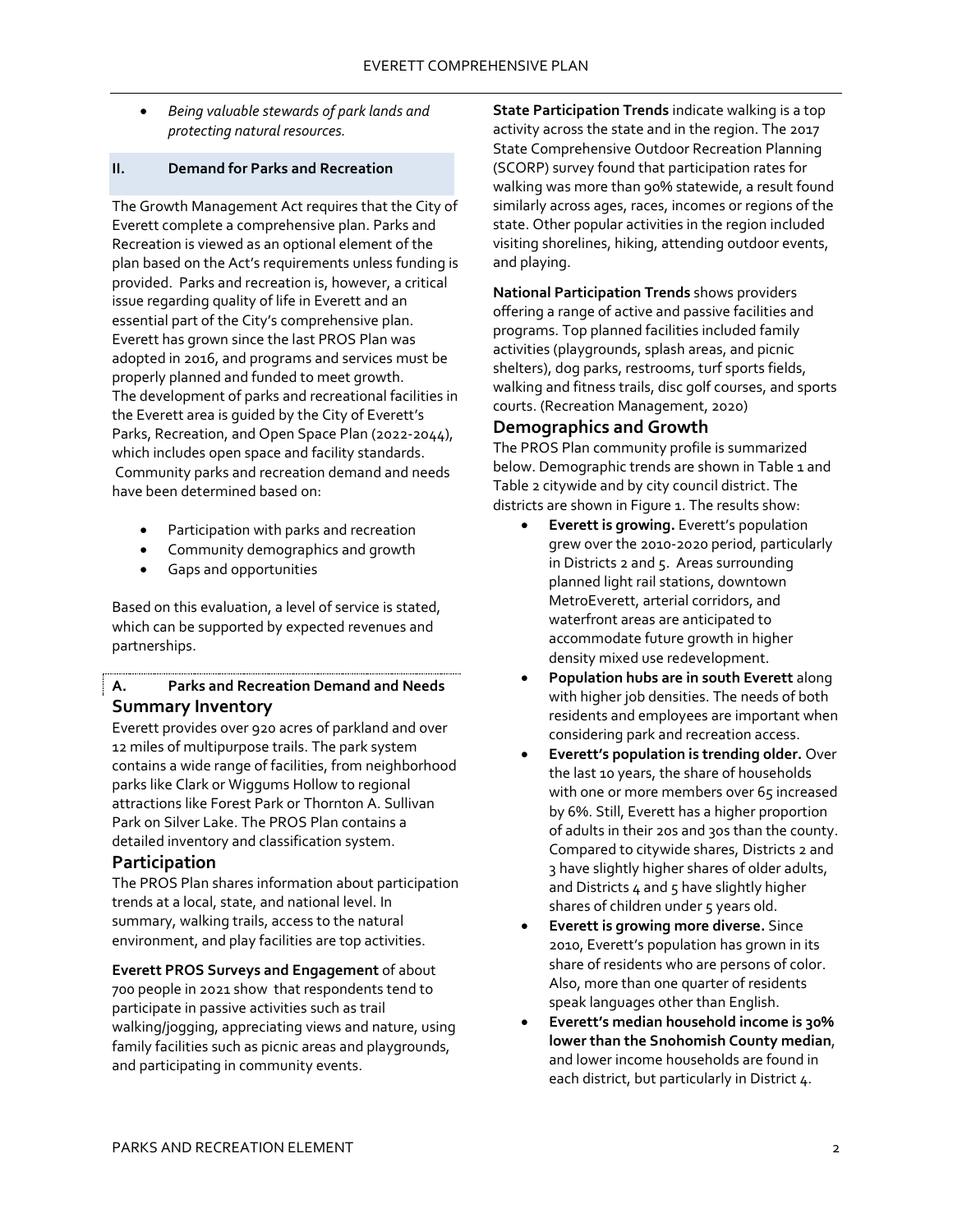- *Being valuable stewards of park lands and protecting natural resources.*

## II. Demand for Parks and Recreation

The Growth Management Act requires that the City of Everett complete a comprehensive plan. Parks and Recreation is viewed as an optional element of the plan based on the Act's requirements unless funding is provided. Parks and recreation is, however, a critical issue regarding quality of life in Everett and an essential part of the City's comprehensive plan. Everett has grown since the last PROS Plan was adopted in 2016, and programs and services must be properly planned and funded to meet growth. The development of parks and recreational facilities in the Everett area is guided by the City of Everett's Parks, Recreation, and Open Space Plan (2022-2044), which includes open space and facility standards. Community parks and recreation demand and needs have been determined based on:

- Participation with parks and recreation
- Community demographics and growth
- Gaps and opportunities

Based on this evaluation, a level of service is stated, which can be supported by expected revenues and partnerships.

### A. Parks and Recreation Demand and Needs

#### Summary Inventory

Everett provides over 920 acres of parkland and over 12 miles of multipurpose trails. The park system contains a wide range of facilities, from neighborhood parks like Clark or Wiggums Hollow to regional attractions like Forest Park or Thornton A. Sullivan Park on Silver Lake. The PROS Plan contains a detailed inventory and classification system.

#### Participation

The PROS Plan shares information about participation trends at a local, state, and national level. In summary, walking trails, access to the natural environment, and play facilities are top activities.

**Everett PROS Surveys and Engagement** of about 700 people in 2021 show that respondents tend to participate in passive activities such as trail walking/jogging, appreciating views and nature, using family facilities such as picnic areas and playgrounds, and participating in community events.

**State Participation Trends** indicate walking is a top activity across the state and in the region. The 2017 State Comprehensive Outdoor Recreation Planning (SCORP) survey found that participation rates for walking was more than 90% statewide, a result found similarly across ages, races, incomes or regions of the state. Other popular activities in the region included visiting shorelines, hiking, attending outdoor events, and playing.

**National Participation Trends** shows providers offering a range of active and passive facilities and programs. Top planned facilities included family activities (playgrounds, splash areas, and picnic shelters), dog parks, restrooms, turf sports fields, walking and fitness trails, disc golf courses, and sports courts. (Recreation Management, 2020)

#### Demographics and Growth

The PROS Plan community profile is summarized below. Demographic trends are shown in Table 1 and Table 2 citywide and by city council district. The districts are shown in Figure 1. The results show:

- **Everett is growing.** Everett's population grew over the 2010-2020 period, particularly in Districts 2 and 5. Areas surrounding planned light rail stations, downtown MetroEverett, arterial corridors, and waterfront areas are anticipated to accommodate future growth in higher density mixed use redevelopment.
- **Population hubs are in south Everett** along with higher job densities. The needs of both residents and employees are important when considering park and recreation access.
- **Everett's population is trending older.** Over the last 10 years, the share of households with one or more members over 65 increased by 6%. Still, Everett has a higher proportion of adults in their 20s and 30s than the county. Compared to citywide shares, Districts 2 and 3 have slightly higher shares of older adults, and Districts 4 and 5 have slightly higher shares of children under 5 years old.
- **Everett is growing more diverse.** Since 2010, Everett's population has grown in its share of residents who are persons of color. Also, more than one quarter of residents speak languages other than English.
- **Everett's median household income is 30% lower than the Snohomish County median**, and lower income households are found in each district, but particularly in District 4.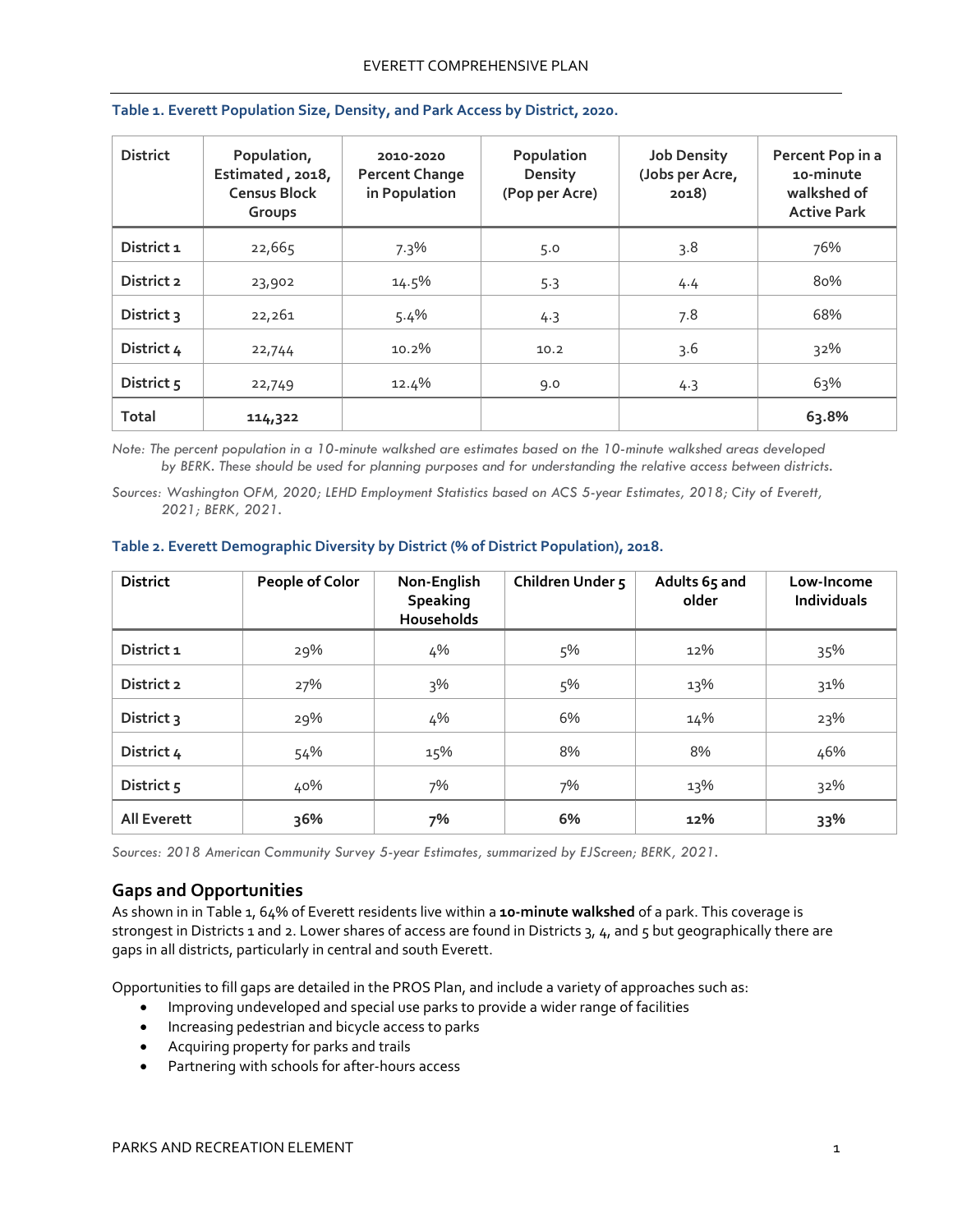**Table 1. Everett Population Size, Density, and Park Access by District, 2020.**

| District | Population, Estimated , 2018, Census Block Groups | 2010-2020 Percent Change in Population | Population Density (Pop per Acre) | Job Density (Jobs per Acre, 2018) | Percent Pop in a 10-minute walkshed of Active Park |
|---|---|---|---|---|---|
| District 1 | 22,665 | 7.3% | 5.0 | 3.8 | 76% |
| District 2 | 23,902 | 14.5% | 5.3 | 4.4 | 80% |
| District 3 | 22,261 | 5.4% | 4.3 | 7.8 | 68% |
| District 4 | 22,744 | 10.2% | 10.2 | 3.6 | 32% |
| District 5 | 22,749 | 12.4% | 9.0 | 4.3 | 63% |
| **Total** | **114,322** | | | | **63.8%** |

*Note: The percent population in a 10-minute walkshed are estimates based on the 10-minute walkshed areas developed by BERK. These should be used for planning purposes and for understanding the relative access between districts.*

*Sources: Washington OFM, 2020; LEHD Employment Statistics based on ACS 5-year Estimates, 2018; City of Everett, 2021; BERK, 2021.*

**Table 2. Everett Demographic Diversity by District (% of District Population), 2018.**

| District | People of Color | Non-English Speaking Households | Children Under 5 | Adults 65 and older | Low-Income Individuals |
|---|---|---|---|---|---|
| District 1 | 29% | 4% | 5% | 12% | 35% |
| District 2 | 27% | 3% | 5% | 13% | 31% |
| District 3 | 29% | 4% | 6% | 14% | 23% |
| District 4 | 54% | 15% | 8% | 8% | 46% |
| District 5 | 40% | 7% | 7% | 13% | 32% |
| **All Everett** | **36%** | **7%** | **6%** | **12%** | **33%** |

*Sources: 2018 American Community Survey 5-year Estimates, summarized by EJScreen; BERK, 2021.*

## Gaps and Opportunities

As shown in in Table 1, 64% of Everett residents live within a **10-minute walkshed** of a park. This coverage is strongest in Districts 1 and 2. Lower shares of access are found in Districts 3, 4, and 5 but geographically there are gaps in all districts, particularly in central and south Everett.

Opportunities to fill gaps are detailed in the PROS Plan, and include a variety of approaches such as:

- Improving undeveloped and special use parks to provide a wider range of facilities
- Increasing pedestrian and bicycle access to parks
- Acquiring property for parks and trails
- Partnering with schools for after-hours access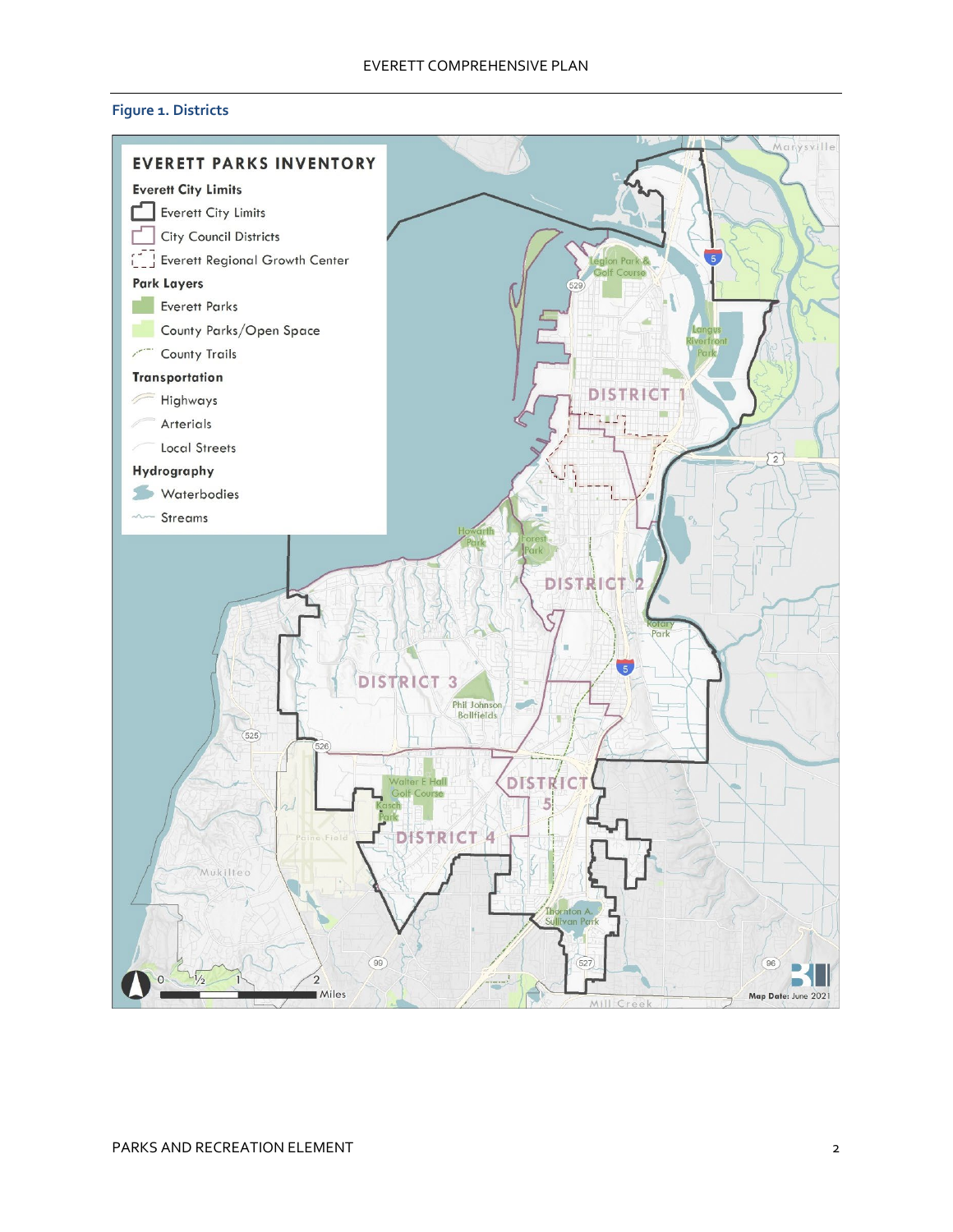**Figure 1. Districts**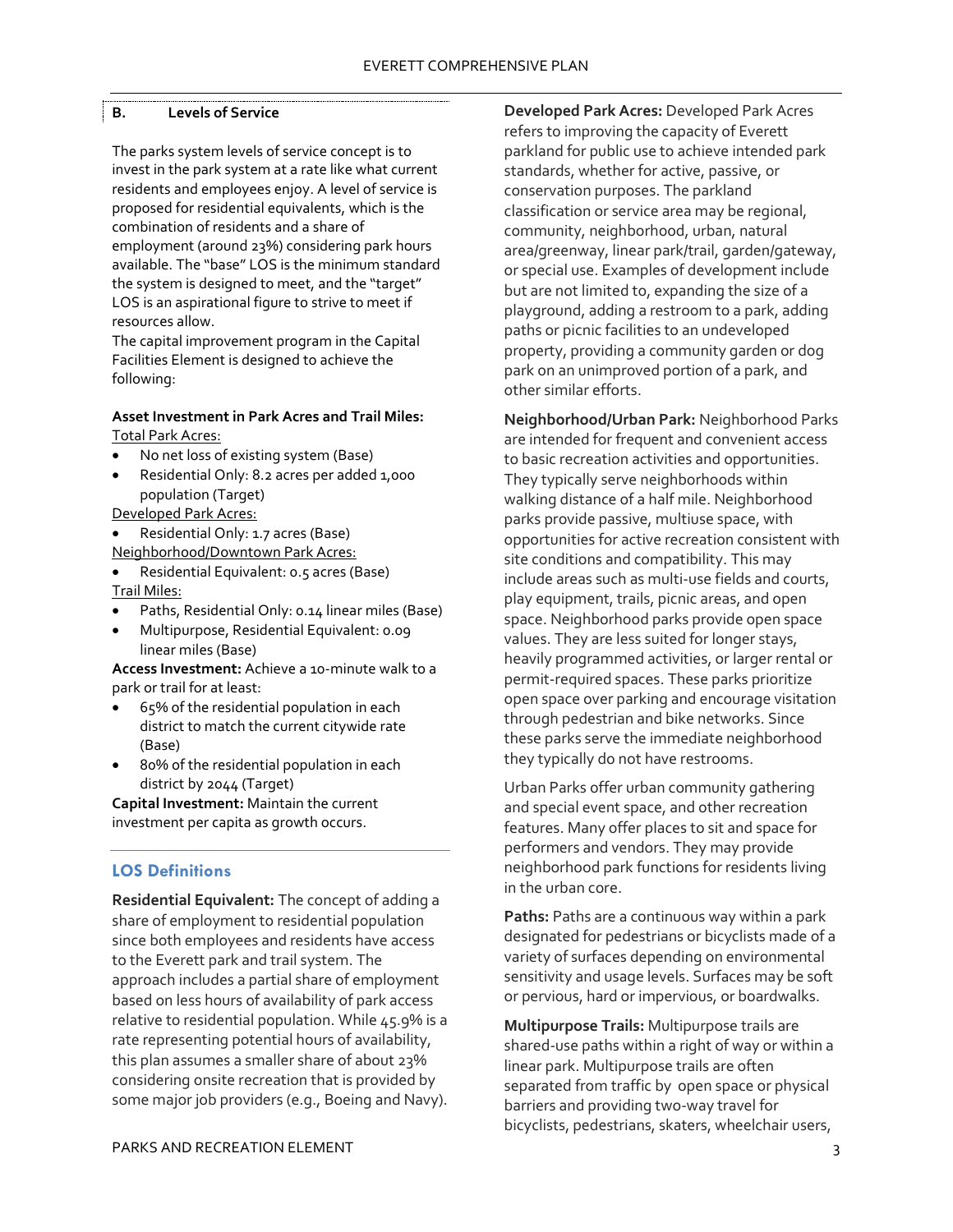## B. Levels of Service

The parks system levels of service concept is to invest in the park system at a rate like what current residents and employees enjoy. A level of service is proposed for residential equivalents, which is the combination of residents and a share of employment (around 23%) considering park hours available. The "base" LOS is the minimum standard the system is designed to meet, and the "target" LOS is an aspirational figure to strive to meet if resources allow.

The capital improvement program in the Capital Facilities Element is designed to achieve the following:

**Asset Investment in Park Acres and Trail Miles:**

Total Park Acres:

- No net loss of existing system (Base)
- Residential Only: 8.2 acres per added 1,000 population (Target)

Developed Park Acres:

- Residential Only: 1.7 acres (Base)

Neighborhood/Downtown Park Acres:

- Residential Equivalent: 0.5 acres (Base)

Trail Miles:

- Paths, Residential Only: 0.14 linear miles (Base)
- Multipurpose, Residential Equivalent: 0.09 linear miles (Base)

**Access Investment:** Achieve a 10-minute walk to a park or trail for at least:

- 65% of the residential population in each district to match the current citywide rate (Base)
- 80% of the residential population in each district by 2044 (Target)

**Capital Investment:** Maintain the current investment per capita as growth occurs.

### LOS Definitions

**Residential Equivalent:** The concept of adding a share of employment to residential population since both employees and residents have access to the Everett park and trail system. The approach includes a partial share of employment based on less hours of availability of park access relative to residential population. While 45.9% is a rate representing potential hours of availability, this plan assumes a smaller share of about 23% considering onsite recreation that is provided by some major job providers (e.g., Boeing and Navy).

**Developed Park Acres:** Developed Park Acres refers to improving the capacity of Everett parkland for public use to achieve intended park standards, whether for active, passive, or conservation purposes. The parkland classification or service area may be regional, community, neighborhood, urban, natural area/greenway, linear park/trail, garden/gateway, or special use. Examples of development include but are not limited to, expanding the size of a playground, adding a restroom to a park, adding paths or picnic facilities to an undeveloped property, providing a community garden or dog park on an unimproved portion of a park, and other similar efforts.

**Neighborhood/Urban Park:** Neighborhood Parks are intended for frequent and convenient access to basic recreation activities and opportunities. They typically serve neighborhoods within walking distance of a half mile. Neighborhood parks provide passive, multiuse space, with opportunities for active recreation consistent with site conditions and compatibility. This may include areas such as multi-use fields and courts, play equipment, trails, picnic areas, and open space. Neighborhood parks provide open space values. They are less suited for longer stays, heavily programmed activities, or larger rental or permit-required spaces. These parks prioritize open space over parking and encourage visitation through pedestrian and bike networks. Since these parks serve the immediate neighborhood they typically do not have restrooms.

Urban Parks offer urban community gathering and special event space, and other recreation features. Many offer places to sit and space for performers and vendors. They may provide neighborhood park functions for residents living in the urban core.

**Paths:** Paths are a continuous way within a park designated for pedestrians or bicyclists made of a variety of surfaces depending on environmental sensitivity and usage levels. Surfaces may be soft or pervious, hard or impervious, or boardwalks.

**Multipurpose Trails:** Multipurpose trails are shared-use paths within a right of way or within a linear park. Multipurpose trails are often separated from traffic by open space or physical barriers and providing two-way travel for bicyclists, pedestrians, skaters, wheelchair users,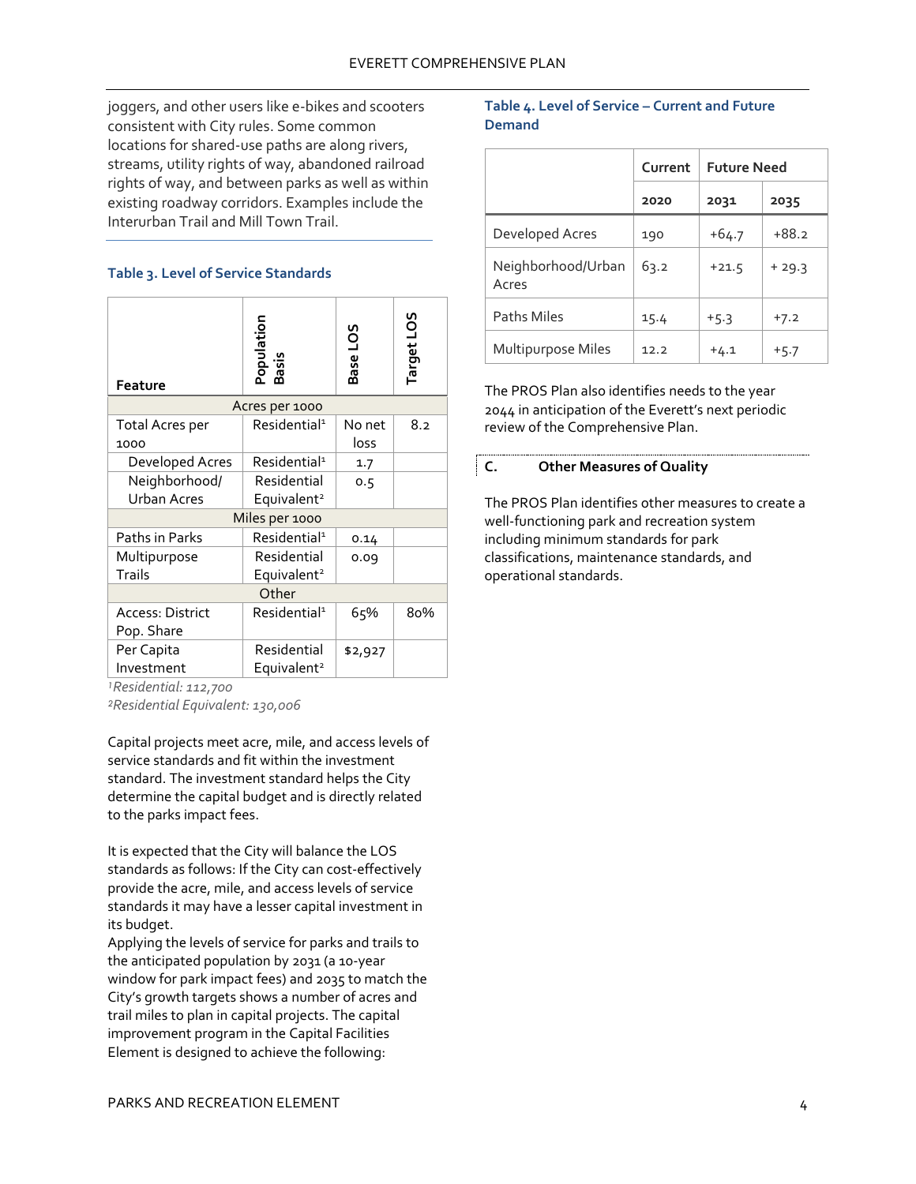joggers, and other users like e-bikes and scooters consistent with City rules. Some common locations for shared-use paths are along rivers, streams, utility rights of way, abandoned railroad rights of way, and between parks as well as within existing roadway corridors. Examples include the Interurban Trail and Mill Town Trail.

### Table 3. Level of Service Standards

| Feature | Population Basis | Base LOS | Target LOS |
|---|---|---|---|
| Acres per 1000 | | | |
| Total Acres per 1000 | Residential[1] | No net loss | 8.2 |
| Developed Acres | Residential[1] | 1.7 | |
| Neighborhood/ Urban Acres | Residential Equivalent[2] | 0.5 | |
| Miles per 1000 | | | |
| Paths in Parks | Residential[1] | 0.14 | |
| Multipurpose Trails | Residential Equivalent[2] | 0.09 | |
| Other | | | |
| Access: District Pop. Share | Residential[1] | 65% | 80% |
| Per Capita Investment | Residential Equivalent[2] | $2,927 | |

*[1]Residential: 112,700*
*[2]Residential Equivalent: 130,006*

Capital projects meet acre, mile, and access levels of service standards and fit within the investment standard. The investment standard helps the City determine the capital budget and is directly related to the parks impact fees.

It is expected that the City will balance the LOS standards as follows: If the City can cost-effectively provide the acre, mile, and access levels of service standards it may have a lesser capital investment in its budget.

Applying the levels of service for parks and trails to the anticipated population by 2031 (a 10-year window for park impact fees) and 2035 to match the City's growth targets shows a number of acres and trail miles to plan in capital projects. The capital improvement program in the Capital Facilities Element is designed to achieve the following:

### Table 4. Level of Service – Current and Future Demand

| | Current | Future Need | |
|---|---|---|---|
| | 2020 | 2031 | 2035 |
| Developed Acres | 190 | +64.7 | +88.2 |
| Neighborhood/Urban Acres | 63.2 | +21.5 | + 29.3 |
| Paths Miles | 15.4 | +5.3 | +7.2 |
| Multipurpose Miles | 12.2 | +4.1 | +5.7 |

The PROS Plan also identifies needs to the year 2044 in anticipation of the Everett's next periodic review of the Comprehensive Plan.

## C. Other Measures of Quality

The PROS Plan identifies other measures to create a well-functioning park and recreation system including minimum standards for park classifications, maintenance standards, and operational standards.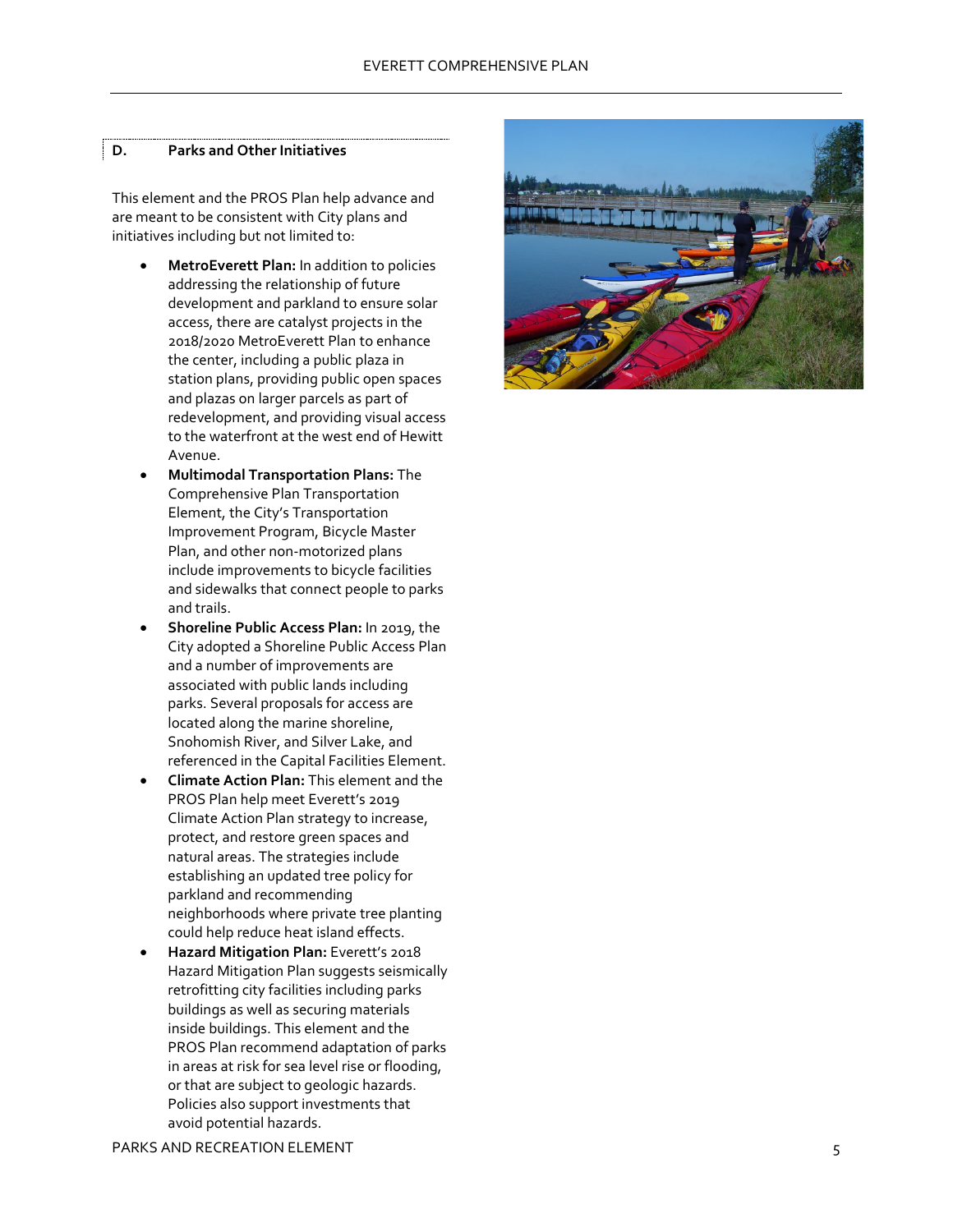### D. Parks and Other Initiatives

This element and the PROS Plan help advance and are meant to be consistent with City plans and initiatives including but not limited to:

- **MetroEverett Plan:** In addition to policies addressing the relationship of future development and parkland to ensure solar access, there are catalyst projects in the 2018/2020 MetroEverett Plan to enhance the center, including a public plaza in station plans, providing public open spaces and plazas on larger parcels as part of redevelopment, and providing visual access to the waterfront at the west end of Hewitt Avenue.
- **Multimodal Transportation Plans:** The Comprehensive Plan Transportation Element, the City's Transportation Improvement Program, Bicycle Master Plan, and other non-motorized plans include improvements to bicycle facilities and sidewalks that connect people to parks and trails.
- **Shoreline Public Access Plan:** In 2019, the City adopted a Shoreline Public Access Plan and a number of improvements are associated with public lands including parks. Several proposals for access are located along the marine shoreline, Snohomish River, and Silver Lake, and referenced in the Capital Facilities Element.
- **Climate Action Plan:** This element and the PROS Plan help meet Everett's 2019 Climate Action Plan strategy to increase, protect, and restore green spaces and natural areas. The strategies include establishing an updated tree policy for parkland and recommending neighborhoods where private tree planting could help reduce heat island effects.
- **Hazard Mitigation Plan:** Everett's 2018 Hazard Mitigation Plan suggests seismically retrofitting city facilities including parks buildings as well as securing materials inside buildings. This element and the PROS Plan recommend adaptation of parks in areas at risk for sea level rise or flooding, or that are subject to geologic hazards. Policies also support investments that avoid potential hazards.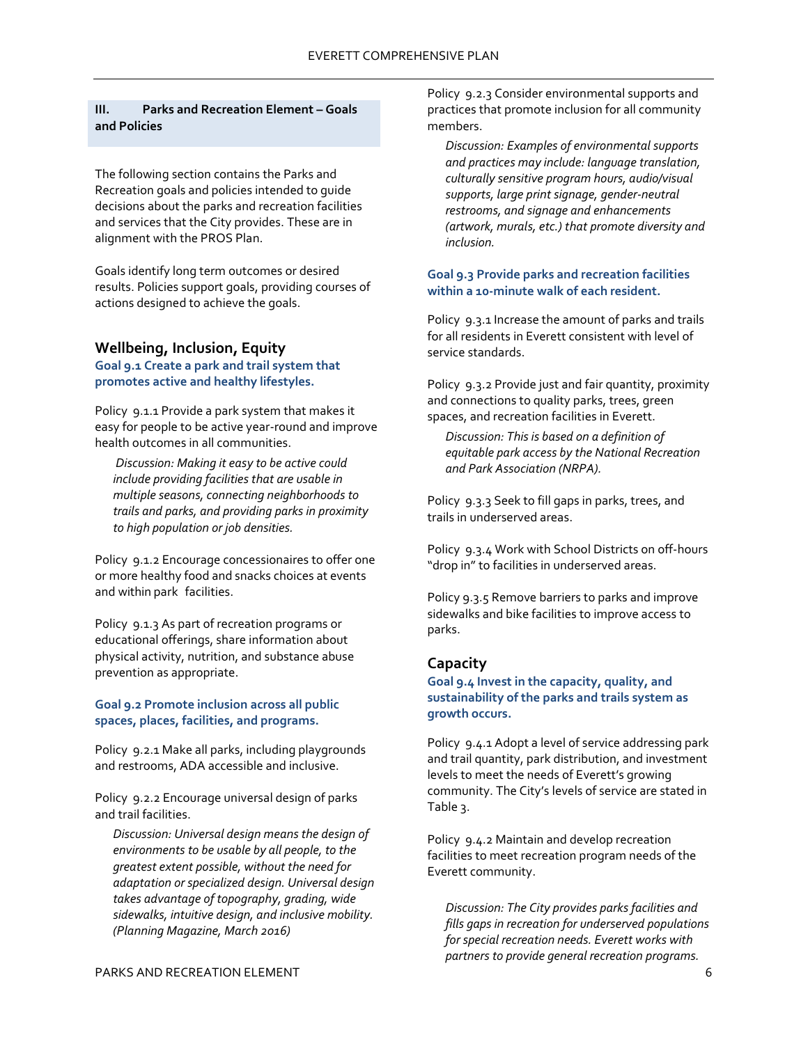## III. Parks and Recreation Element – Goals and Policies

The following section contains the Parks and Recreation goals and policies intended to guide decisions about the parks and recreation facilities and services that the City provides. These are in alignment with the PROS Plan.

Goals identify long term outcomes or desired results. Policies support goals, providing courses of actions designed to achieve the goals.

### Wellbeing, Inclusion, Equity

**Goal 9.1 Create a park and trail system that promotes active and healthy lifestyles.**

Policy 9.1.1 Provide a park system that makes it easy for people to be active year-round and improve health outcomes in all communities.

*Discussion: Making it easy to be active could include providing facilities that are usable in multiple seasons, connecting neighborhoods to trails and parks, and providing parks in proximity to high population or job densities.*

Policy 9.1.2 Encourage concessionaires to offer one or more healthy food and snacks choices at events and within park facilities.

Policy 9.1.3 As part of recreation programs or educational offerings, share information about physical activity, nutrition, and substance abuse prevention as appropriate.

**Goal 9.2 Promote inclusion across all public spaces, places, facilities, and programs.**

Policy 9.2.1 Make all parks, including playgrounds and restrooms, ADA accessible and inclusive.

Policy 9.2.2 Encourage universal design of parks and trail facilities.

*Discussion: Universal design means the design of environments to be usable by all people, to the greatest extent possible, without the need for adaptation or specialized design. Universal design takes advantage of topography, grading, wide sidewalks, intuitive design, and inclusive mobility. (Planning Magazine, March 2016)*

Policy 9.2.3 Consider environmental supports and practices that promote inclusion for all community members.

*Discussion: Examples of environmental supports and practices may include: language translation, culturally sensitive program hours, audio/visual supports, large print signage, gender-neutral restrooms, and signage and enhancements (artwork, murals, etc.) that promote diversity and inclusion.*

**Goal 9.3 Provide parks and recreation facilities within a 10-minute walk of each resident.**

Policy 9.3.1 Increase the amount of parks and trails for all residents in Everett consistent with level of service standards.

Policy 9.3.2 Provide just and fair quantity, proximity and connections to quality parks, trees, green spaces, and recreation facilities in Everett.

*Discussion: This is based on a definition of equitable park access by the National Recreation and Park Association (NRPA).*

Policy 9.3.3 Seek to fill gaps in parks, trees, and trails in underserved areas.

Policy 9.3.4 Work with School Districts on off-hours "drop in" to facilities in underserved areas.

Policy 9.3.5 Remove barriers to parks and improve sidewalks and bike facilities to improve access to parks.

### Capacity

**Goal 9.4 Invest in the capacity, quality, and sustainability of the parks and trails system as growth occurs.**

Policy 9.4.1 Adopt a level of service addressing park and trail quantity, park distribution, and investment levels to meet the needs of Everett's growing community. The City's levels of service are stated in Table 3.

Policy 9.4.2 Maintain and develop recreation facilities to meet recreation program needs of the Everett community.

*Discussion: The City provides parks facilities and fills gaps in recreation for underserved populations for special recreation needs. Everett works with partners to provide general recreation programs.*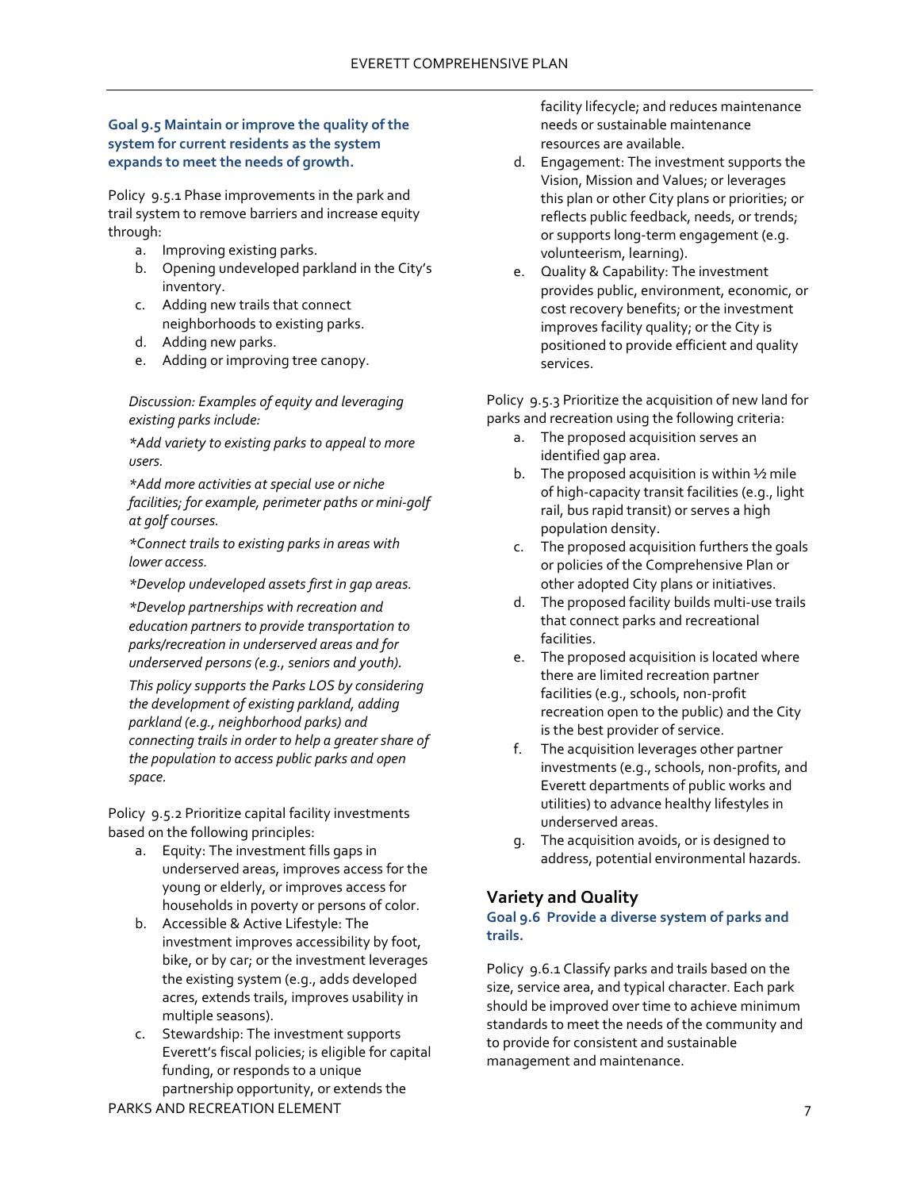**Goal 9.5 Maintain or improve the quality of the system for current residents as the system expands to meet the needs of growth.**

Policy 9.5.1 Phase improvements in the park and trail system to remove barriers and increase equity through:

a. Improving existing parks.
b. Opening undeveloped parkland in the City's inventory.
c. Adding new trails that connect neighborhoods to existing parks.
d. Adding new parks.
e. Adding or improving tree canopy.

> *Discussion: Examples of equity and leveraging existing parks include:*
>
> *\*Add variety to existing parks to appeal to more users.*
>
> *\*Add more activities at special use or niche facilities; for example, perimeter paths or mini-golf at golf courses.*
>
> *\*Connect trails to existing parks in areas with lower access.*
>
> *\*Develop undeveloped assets first in gap areas.*
>
> *\*Develop partnerships with recreation and education partners to provide transportation to parks/recreation in underserved areas and for underserved persons (e.g., seniors and youth).*
>
> *This policy supports the Parks LOS by considering the development of existing parkland, adding parkland (e.g., neighborhood parks) and connecting trails in order to help a greater share of the population to access public parks and open space.*

Policy 9.5.2 Prioritize capital facility investments based on the following principles:

a. Equity: The investment fills gaps in underserved areas, improves access for the young or elderly, or improves access for households in poverty or persons of color.
b. Accessible & Active Lifestyle: The investment improves accessibility by foot, bike, or by car; or the investment leverages the existing system (e.g., adds developed acres, extends trails, improves usability in multiple seasons).
c. Stewardship: The investment supports Everett's fiscal policies; is eligible for capital funding, or responds to a unique partnership opportunity, or extends the facility lifecycle; and reduces maintenance needs or sustainable maintenance resources are available.
d. Engagement: The investment supports the Vision, Mission and Values; or leverages this plan or other City plans or priorities; or reflects public feedback, needs, or trends; or supports long-term engagement (e.g. volunteerism, learning).
e. Quality & Capability: The investment provides public, environment, economic, or cost recovery benefits; or the investment improves facility quality; or the City is positioned to provide efficient and quality services.

Policy 9.5.3 Prioritize the acquisition of new land for parks and recreation using the following criteria:

a. The proposed acquisition serves an identified gap area.
b. The proposed acquisition is within ½ mile of high-capacity transit facilities (e.g., light rail, bus rapid transit) or serves a high population density.
c. The proposed acquisition furthers the goals or policies of the Comprehensive Plan or other adopted City plans or initiatives.
d. The proposed facility builds multi-use trails that connect parks and recreational facilities.
e. The proposed acquisition is located where there are limited recreation partner facilities (e.g., schools, non-profit recreation open to the public) and the City is the best provider of service.
f. The acquisition leverages other partner investments (e.g., schools, non-profits, and Everett departments of public works and utilities) to advance healthy lifestyles in underserved areas.
g. The acquisition avoids, or is designed to address, potential environmental hazards.

## Variety and Quality

**Goal 9.6 Provide a diverse system of parks and trails.**

Policy 9.6.1 Classify parks and trails based on the size, service area, and typical character. Each park should be improved over time to achieve minimum standards to meet the needs of the community and to provide for consistent and sustainable management and maintenance.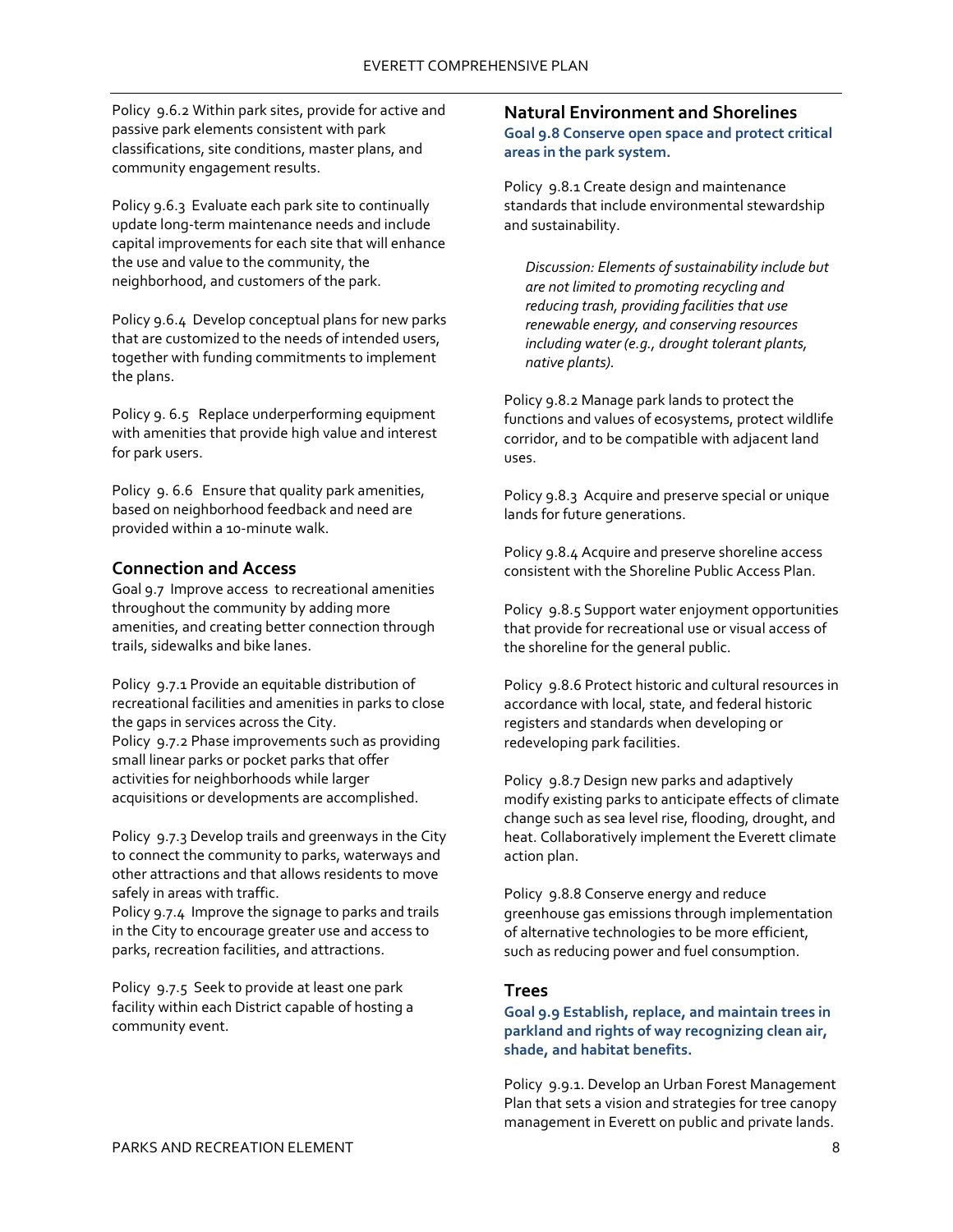Policy 9.6.2 Within park sites, provide for active and passive park elements consistent with park classifications, site conditions, master plans, and community engagement results.

Policy 9.6.3 Evaluate each park site to continually update long-term maintenance needs and include capital improvements for each site that will enhance the use and value to the community, the neighborhood, and customers of the park.

Policy 9.6.4 Develop conceptual plans for new parks that are customized to the needs of intended users, together with funding commitments to implement the plans.

Policy 9. 6.5 Replace underperforming equipment with amenities that provide high value and interest for park users.

Policy 9. 6.6 Ensure that quality park amenities, based on neighborhood feedback and need are provided within a 10-minute walk.

## Connection and Access

Goal 9.7 Improve access to recreational amenities throughout the community by adding more amenities, and creating better connection through trails, sidewalks and bike lanes.

Policy 9.7.1 Provide an equitable distribution of recreational facilities and amenities in parks to close the gaps in services across the City.

Policy 9.7.2 Phase improvements such as providing small linear parks or pocket parks that offer activities for neighborhoods while larger acquisitions or developments are accomplished.

Policy 9.7.3 Develop trails and greenways in the City to connect the community to parks, waterways and other attractions and that allows residents to move safely in areas with traffic.

Policy 9.7.4 Improve the signage to parks and trails in the City to encourage greater use and access to parks, recreation facilities, and attractions.

Policy 9.7.5 Seek to provide at least one park facility within each District capable of hosting a community event.

## Natural Environment and Shorelines

**Goal 9.8 Conserve open space and protect critical areas in the park system.**

Policy 9.8.1 Create design and maintenance standards that include environmental stewardship and sustainability.

*Discussion: Elements of sustainability include but are not limited to promoting recycling and reducing trash, providing facilities that use renewable energy, and conserving resources including water (e.g., drought tolerant plants, native plants).*

Policy 9.8.2 Manage park lands to protect the functions and values of ecosystems, protect wildlife corridor, and to be compatible with adjacent land uses.

Policy 9.8.3 Acquire and preserve special or unique lands for future generations.

Policy 9.8.4 Acquire and preserve shoreline access consistent with the Shoreline Public Access Plan.

Policy 9.8.5 Support water enjoyment opportunities that provide for recreational use or visual access of the shoreline for the general public.

Policy 9.8.6 Protect historic and cultural resources in accordance with local, state, and federal historic registers and standards when developing or redeveloping park facilities.

Policy 9.8.7 Design new parks and adaptively modify existing parks to anticipate effects of climate change such as sea level rise, flooding, drought, and heat. Collaboratively implement the Everett climate action plan.

Policy 9.8.8 Conserve energy and reduce greenhouse gas emissions through implementation of alternative technologies to be more efficient, such as reducing power and fuel consumption.

## Trees

**Goal 9.9 Establish, replace, and maintain trees in parkland and rights of way recognizing clean air, shade, and habitat benefits.**

Policy 9.9.1. Develop an Urban Forest Management Plan that sets a vision and strategies for tree canopy management in Everett on public and private lands.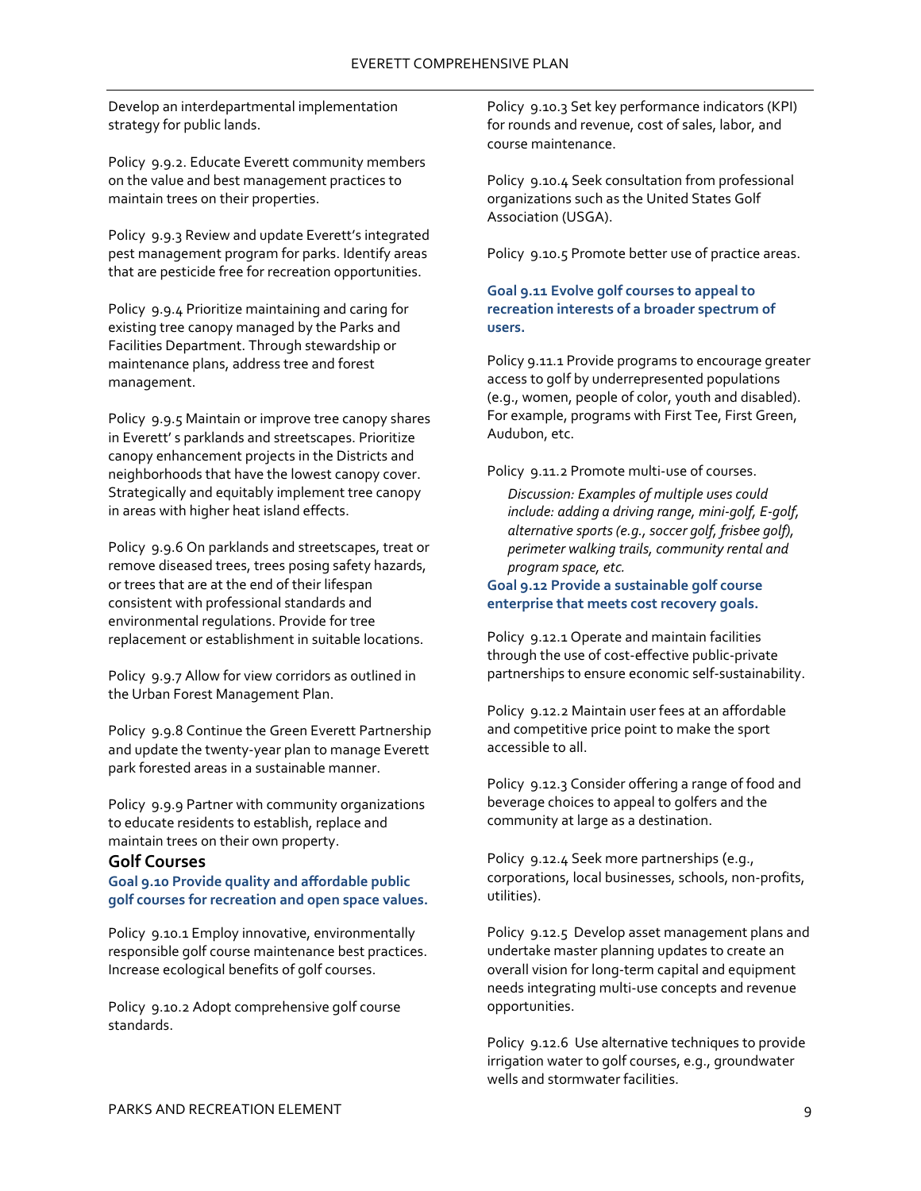Develop an interdepartmental implementation strategy for public lands.

Policy 9.9.2. Educate Everett community members on the value and best management practices to maintain trees on their properties.

Policy 9.9.3 Review and update Everett's integrated pest management program for parks. Identify areas that are pesticide free for recreation opportunities.

Policy 9.9.4 Prioritize maintaining and caring for existing tree canopy managed by the Parks and Facilities Department. Through stewardship or maintenance plans, address tree and forest management.

Policy 9.9.5 Maintain or improve tree canopy shares in Everett' s parklands and streetscapes. Prioritize canopy enhancement projects in the Districts and neighborhoods that have the lowest canopy cover. Strategically and equitably implement tree canopy in areas with higher heat island effects.

Policy 9.9.6 On parklands and streetscapes, treat or remove diseased trees, trees posing safety hazards, or trees that are at the end of their lifespan consistent with professional standards and environmental regulations. Provide for tree replacement or establishment in suitable locations.

Policy 9.9.7 Allow for view corridors as outlined in the Urban Forest Management Plan.

Policy 9.9.8 Continue the Green Everett Partnership and update the twenty-year plan to manage Everett park forested areas in a sustainable manner.

Policy 9.9.9 Partner with community organizations to educate residents to establish, replace and maintain trees on their own property.

## Golf Courses

### Goal 9.10 Provide quality and affordable public golf courses for recreation and open space values.

Policy 9.10.1 Employ innovative, environmentally responsible golf course maintenance best practices. Increase ecological benefits of golf courses.

Policy 9.10.2 Adopt comprehensive golf course standards.

Policy 9.10.3 Set key performance indicators (KPI) for rounds and revenue, cost of sales, labor, and course maintenance.

Policy 9.10.4 Seek consultation from professional organizations such as the United States Golf Association (USGA).

Policy 9.10.5 Promote better use of practice areas.

### Goal 9.11 Evolve golf courses to appeal to recreation interests of a broader spectrum of users.

Policy 9.11.1 Provide programs to encourage greater access to golf by underrepresented populations (e.g., women, people of color, youth and disabled). For example, programs with First Tee, First Green, Audubon, etc.

Policy 9.11.2 Promote multi-use of courses.

*Discussion: Examples of multiple uses could include: adding a driving range, mini-golf, E-golf, alternative sports (e.g., soccer golf, frisbee golf), perimeter walking trails, community rental and program space, etc.*

### Goal 9.12 Provide a sustainable golf course enterprise that meets cost recovery goals.

Policy 9.12.1 Operate and maintain facilities through the use of cost-effective public-private partnerships to ensure economic self-sustainability.

Policy 9.12.2 Maintain user fees at an affordable and competitive price point to make the sport accessible to all.

Policy 9.12.3 Consider offering a range of food and beverage choices to appeal to golfers and the community at large as a destination.

Policy 9.12.4 Seek more partnerships (e.g., corporations, local businesses, schools, non-profits, utilities).

Policy 9.12.5 Develop asset management plans and undertake master planning updates to create an overall vision for long-term capital and equipment needs integrating multi-use concepts and revenue opportunities.

Policy 9.12.6 Use alternative techniques to provide irrigation water to golf courses, e.g., groundwater wells and stormwater facilities.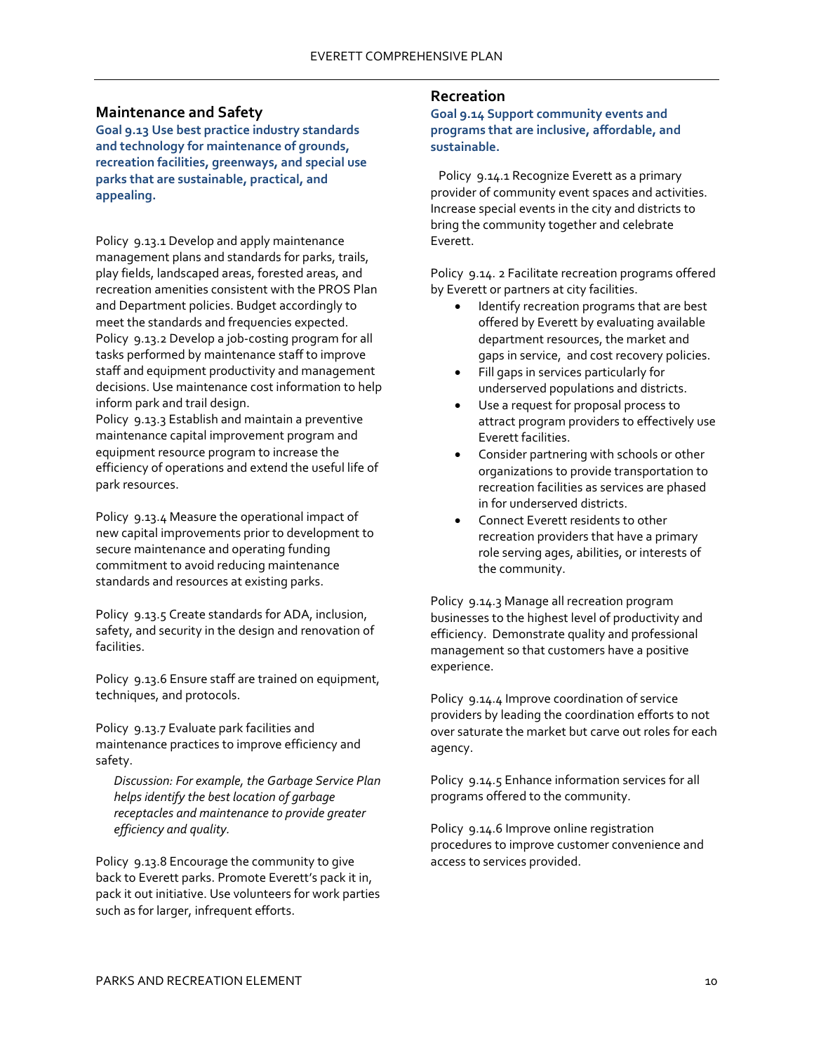## Maintenance and Safety

**Goal 9.13 Use best practice industry standards and technology for maintenance of grounds, recreation facilities, greenways, and special use parks that are sustainable, practical, and appealing.**

Policy 9.13.1 Develop and apply maintenance management plans and standards for parks, trails, play fields, landscaped areas, forested areas, and recreation amenities consistent with the PROS Plan and Department policies. Budget accordingly to meet the standards and frequencies expected.

Policy 9.13.2 Develop a job-costing program for all tasks performed by maintenance staff to improve staff and equipment productivity and management decisions. Use maintenance cost information to help inform park and trail design.

Policy 9.13.3 Establish and maintain a preventive maintenance capital improvement program and equipment resource program to increase the efficiency of operations and extend the useful life of park resources.

Policy 9.13.4 Measure the operational impact of new capital improvements prior to development to secure maintenance and operating funding commitment to avoid reducing maintenance standards and resources at existing parks.

Policy 9.13.5 Create standards for ADA, inclusion, safety, and security in the design and renovation of facilities.

Policy 9.13.6 Ensure staff are trained on equipment, techniques, and protocols.

Policy 9.13.7 Evaluate park facilities and maintenance practices to improve efficiency and safety.

*Discussion: For example, the Garbage Service Plan helps identify the best location of garbage receptacles and maintenance to provide greater efficiency and quality.*

Policy 9.13.8 Encourage the community to give back to Everett parks. Promote Everett's pack it in, pack it out initiative. Use volunteers for work parties such as for larger, infrequent efforts.

## Recreation

**Goal 9.14 Support community events and programs that are inclusive, affordable, and sustainable.**

Policy 9.14.1 Recognize Everett as a primary provider of community event spaces and activities. Increase special events in the city and districts to bring the community together and celebrate Everett.

Policy 9.14. 2 Facilitate recreation programs offered by Everett or partners at city facilities.

- Identify recreation programs that are best offered by Everett by evaluating available department resources, the market and gaps in service, and cost recovery policies.
- Fill gaps in services particularly for underserved populations and districts.
- Use a request for proposal process to attract program providers to effectively use Everett facilities.
- Consider partnering with schools or other organizations to provide transportation to recreation facilities as services are phased in for underserved districts.
- Connect Everett residents to other recreation providers that have a primary role serving ages, abilities, or interests of the community.

Policy 9.14.3 Manage all recreation program businesses to the highest level of productivity and efficiency. Demonstrate quality and professional management so that customers have a positive experience.

Policy 9.14.4 Improve coordination of service providers by leading the coordination efforts to not over saturate the market but carve out roles for each agency.

Policy 9.14.5 Enhance information services for all programs offered to the community.

Policy 9.14.6 Improve online registration procedures to improve customer convenience and access to services provided.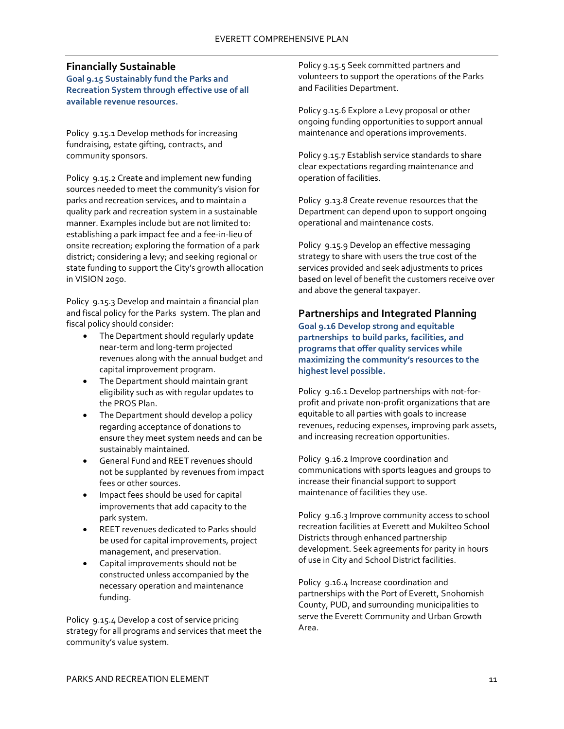## Financially Sustainable

**Goal 9.15 Sustainably fund the Parks and Recreation System through effective use of all available revenue resources.**

Policy 9.15.1 Develop methods for increasing fundraising, estate gifting, contracts, and community sponsors.

Policy 9.15.2 Create and implement new funding sources needed to meet the community's vision for parks and recreation services, and to maintain a quality park and recreation system in a sustainable manner. Examples include but are not limited to: establishing a park impact fee and a fee-in-lieu of onsite recreation; exploring the formation of a park district; considering a levy; and seeking regional or state funding to support the City's growth allocation in VISION 2050.

Policy 9.15.3 Develop and maintain a financial plan and fiscal policy for the Parks system. The plan and fiscal policy should consider:

- The Department should regularly update near-term and long-term projected revenues along with the annual budget and capital improvement program.
- The Department should maintain grant eligibility such as with regular updates to the PROS Plan.
- The Department should develop a policy regarding acceptance of donations to ensure they meet system needs and can be sustainably maintained.
- General Fund and REET revenues should not be supplanted by revenues from impact fees or other sources.
- Impact fees should be used for capital improvements that add capacity to the park system.
- REET revenues dedicated to Parks should be used for capital improvements, project management, and preservation.
- Capital improvements should not be constructed unless accompanied by the necessary operation and maintenance funding.

Policy 9.15.4 Develop a cost of service pricing strategy for all programs and services that meet the community's value system.

Policy 9.15.5 Seek committed partners and volunteers to support the operations of the Parks and Facilities Department.

Policy 9.15.6 Explore a Levy proposal or other ongoing funding opportunities to support annual maintenance and operations improvements.

Policy 9.15.7 Establish service standards to share clear expectations regarding maintenance and operation of facilities.

Policy 9.13.8 Create revenue resources that the Department can depend upon to support ongoing operational and maintenance costs.

Policy 9.15.9 Develop an effective messaging strategy to share with users the true cost of the services provided and seek adjustments to prices based on level of benefit the customers receive over and above the general taxpayer.

## Partnerships and Integrated Planning

**Goal 9.16 Develop strong and equitable partnerships to build parks, facilities, and programs that offer quality services while maximizing the community's resources to the highest level possible.**

Policy 9.16.1 Develop partnerships with not-for-profit and private non-profit organizations that are equitable to all parties with goals to increase revenues, reducing expenses, improving park assets, and increasing recreation opportunities.

Policy 9.16.2 Improve coordination and communications with sports leagues and groups to increase their financial support to support maintenance of facilities they use.

Policy 9.16.3 Improve community access to school recreation facilities at Everett and Mukilteo School Districts through enhanced partnership development. Seek agreements for parity in hours of use in City and School District facilities.

Policy 9.16.4 Increase coordination and partnerships with the Port of Everett, Snohomish County, PUD, and surrounding municipalities to serve the Everett Community and Urban Growth Area.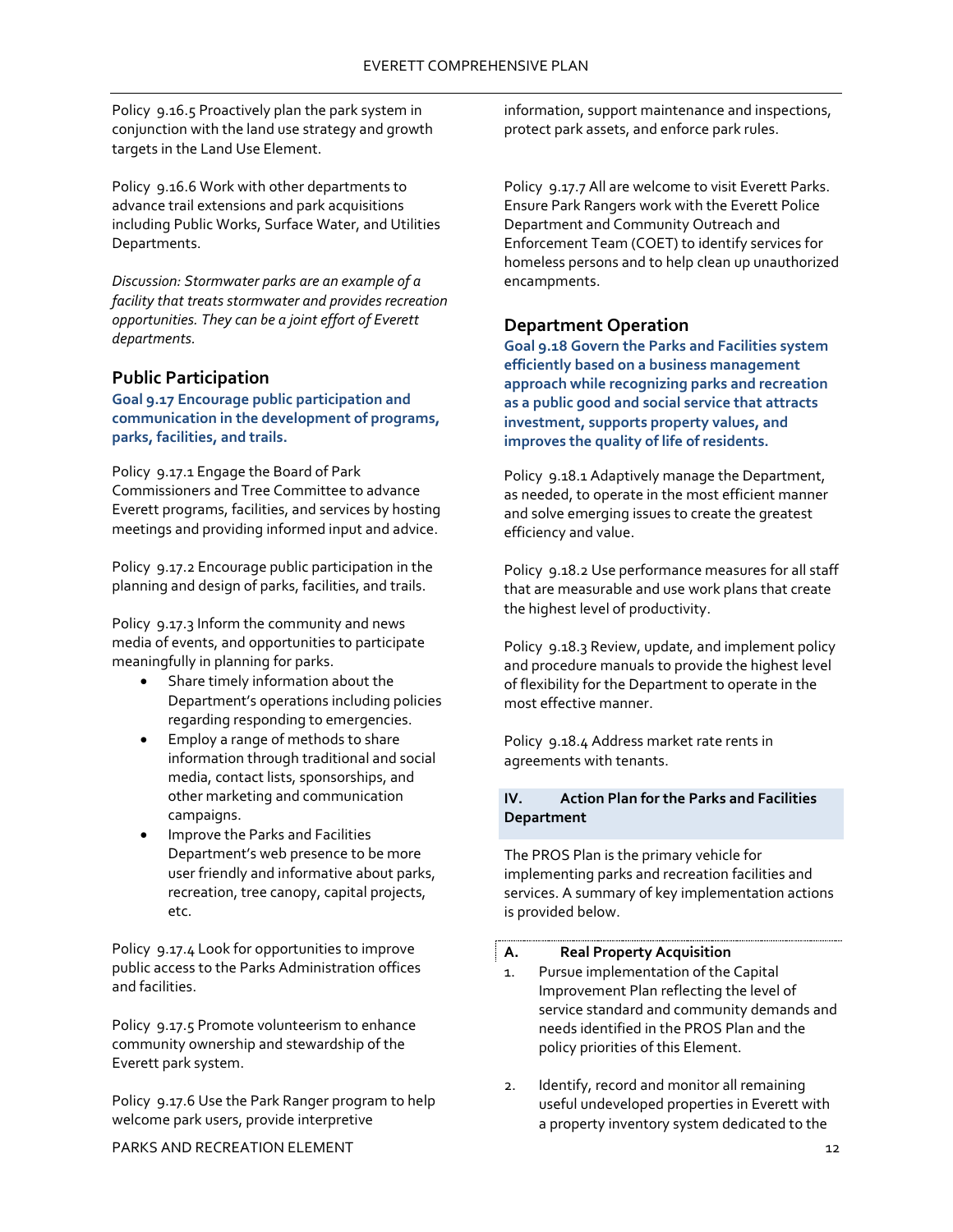Policy 9.16.5 Proactively plan the park system in conjunction with the land use strategy and growth targets in the Land Use Element.

Policy 9.16.6 Work with other departments to advance trail extensions and park acquisitions including Public Works, Surface Water, and Utilities Departments.

*Discussion: Stormwater parks are an example of a facility that treats stormwater and provides recreation opportunities. They can be a joint effort of Everett departments.*

## Public Participation

**Goal 9.17 Encourage public participation and communication in the development of programs, parks, facilities, and trails.**

Policy 9.17.1 Engage the Board of Park Commissioners and Tree Committee to advance Everett programs, facilities, and services by hosting meetings and providing informed input and advice.

Policy 9.17.2 Encourage public participation in the planning and design of parks, facilities, and trails.

Policy 9.17.3 Inform the community and news media of events, and opportunities to participate meaningfully in planning for parks.

- Share timely information about the Department's operations including policies regarding responding to emergencies.
- Employ a range of methods to share information through traditional and social media, contact lists, sponsorships, and other marketing and communication campaigns.
- Improve the Parks and Facilities Department's web presence to be more user friendly and informative about parks, recreation, tree canopy, capital projects, etc.

Policy 9.17.4 Look for opportunities to improve public access to the Parks Administration offices and facilities.

Policy 9.17.5 Promote volunteerism to enhance community ownership and stewardship of the Everett park system.

Policy 9.17.6 Use the Park Ranger program to help welcome park users, provide interpretive information, support maintenance and inspections, protect park assets, and enforce park rules.

Policy 9.17.7 All are welcome to visit Everett Parks. Ensure Park Rangers work with the Everett Police Department and Community Outreach and Enforcement Team (COET) to identify services for homeless persons and to help clean up unauthorized encampments.

## Department Operation

**Goal 9.18 Govern the Parks and Facilities system efficiently based on a business management approach while recognizing parks and recreation as a public good and social service that attracts investment, supports property values, and improves the quality of life of residents.**

Policy 9.18.1 Adaptively manage the Department, as needed, to operate in the most efficient manner and solve emerging issues to create the greatest efficiency and value.

Policy 9.18.2 Use performance measures for all staff that are measurable and use work plans that create the highest level of productivity.

Policy 9.18.3 Review, update, and implement policy and procedure manuals to provide the highest level of flexibility for the Department to operate in the most effective manner.

Policy 9.18.4 Address market rate rents in agreements with tenants.

## IV. Action Plan for the Parks and Facilities Department

The PROS Plan is the primary vehicle for implementing parks and recreation facilities and services. A summary of key implementation actions is provided below.

### A. Real Property Acquisition

1. Pursue implementation of the Capital Improvement Plan reflecting the level of service standard and community demands and needs identified in the PROS Plan and the policy priorities of this Element.

2. Identify, record and monitor all remaining useful undeveloped properties in Everett with a property inventory system dedicated to the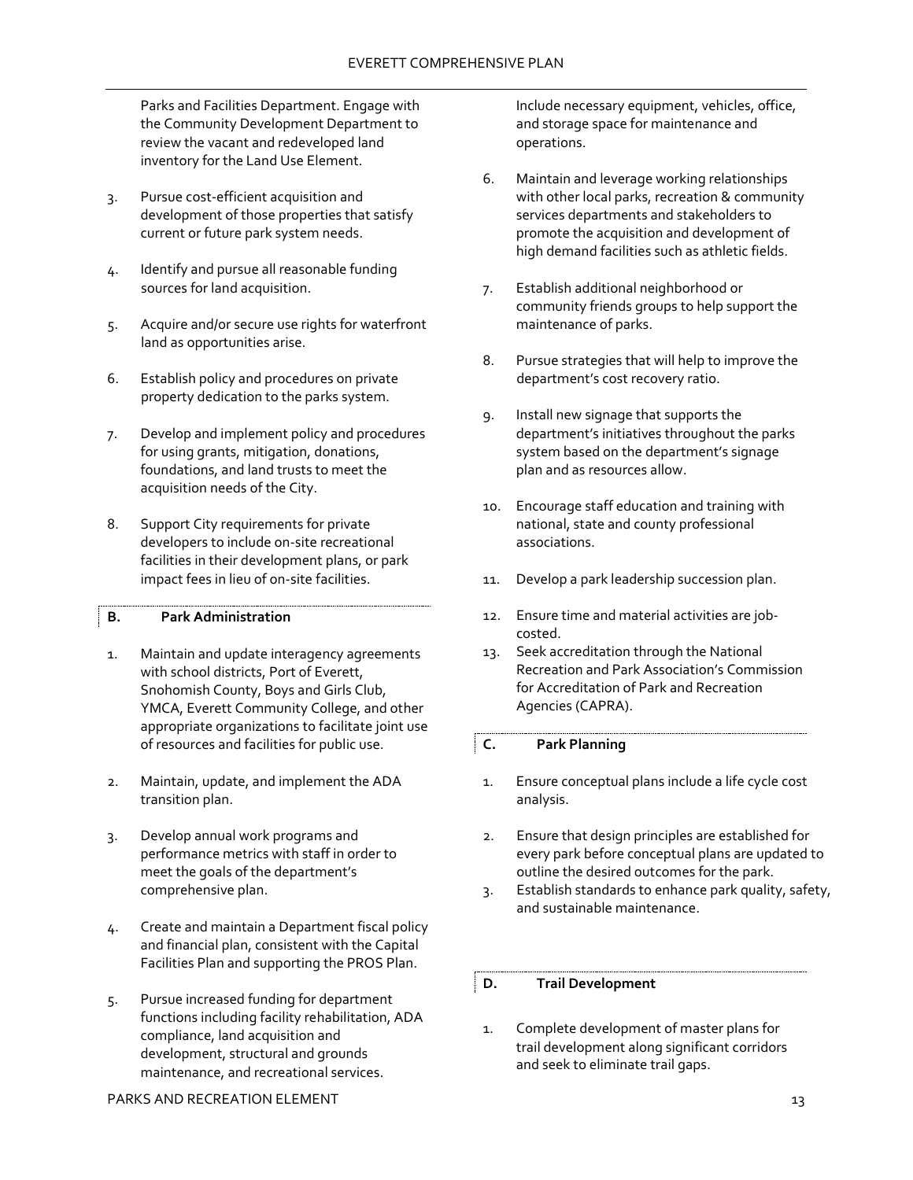Parks and Facilities Department. Engage with the Community Development Department to review the vacant and redeveloped land inventory for the Land Use Element.

3. Pursue cost-efficient acquisition and development of those properties that satisfy current or future park system needs.

4. Identify and pursue all reasonable funding sources for land acquisition.

5. Acquire and/or secure use rights for waterfront land as opportunities arise.

6. Establish policy and procedures on private property dedication to the parks system.

7. Develop and implement policy and procedures for using grants, mitigation, donations, foundations, and land trusts to meet the acquisition needs of the City.

8. Support City requirements for private developers to include on-site recreational facilities in their development plans, or park impact fees in lieu of on-site facilities.

## B. Park Administration

1. Maintain and update interagency agreements with school districts, Port of Everett, Snohomish County, Boys and Girls Club, YMCA, Everett Community College, and other appropriate organizations to facilitate joint use of resources and facilities for public use.

2. Maintain, update, and implement the ADA transition plan.

3. Develop annual work programs and performance metrics with staff in order to meet the goals of the department's comprehensive plan.

4. Create and maintain a Department fiscal policy and financial plan, consistent with the Capital Facilities Plan and supporting the PROS Plan.

5. Pursue increased funding for department functions including facility rehabilitation, ADA compliance, land acquisition and development, structural and grounds maintenance, and recreational services. Include necessary equipment, vehicles, office, and storage space for maintenance and operations.

6. Maintain and leverage working relationships with other local parks, recreation & community services departments and stakeholders to promote the acquisition and development of high demand facilities such as athletic fields.

7. Establish additional neighborhood or community friends groups to help support the maintenance of parks.

8. Pursue strategies that will help to improve the department's cost recovery ratio.

9. Install new signage that supports the department's initiatives throughout the parks system based on the department's signage plan and as resources allow.

10. Encourage staff education and training with national, state and county professional associations.

11. Develop a park leadership succession plan.

12. Ensure time and material activities are job-costed.

13. Seek accreditation through the National Recreation and Park Association's Commission for Accreditation of Park and Recreation Agencies (CAPRA).

## C. Park Planning

1. Ensure conceptual plans include a life cycle cost analysis.

2. Ensure that design principles are established for every park before conceptual plans are updated to outline the desired outcomes for the park.

3. Establish standards to enhance park quality, safety, and sustainable maintenance.

## D. Trail Development

1. Complete development of master plans for trail development along significant corridors and seek to eliminate trail gaps.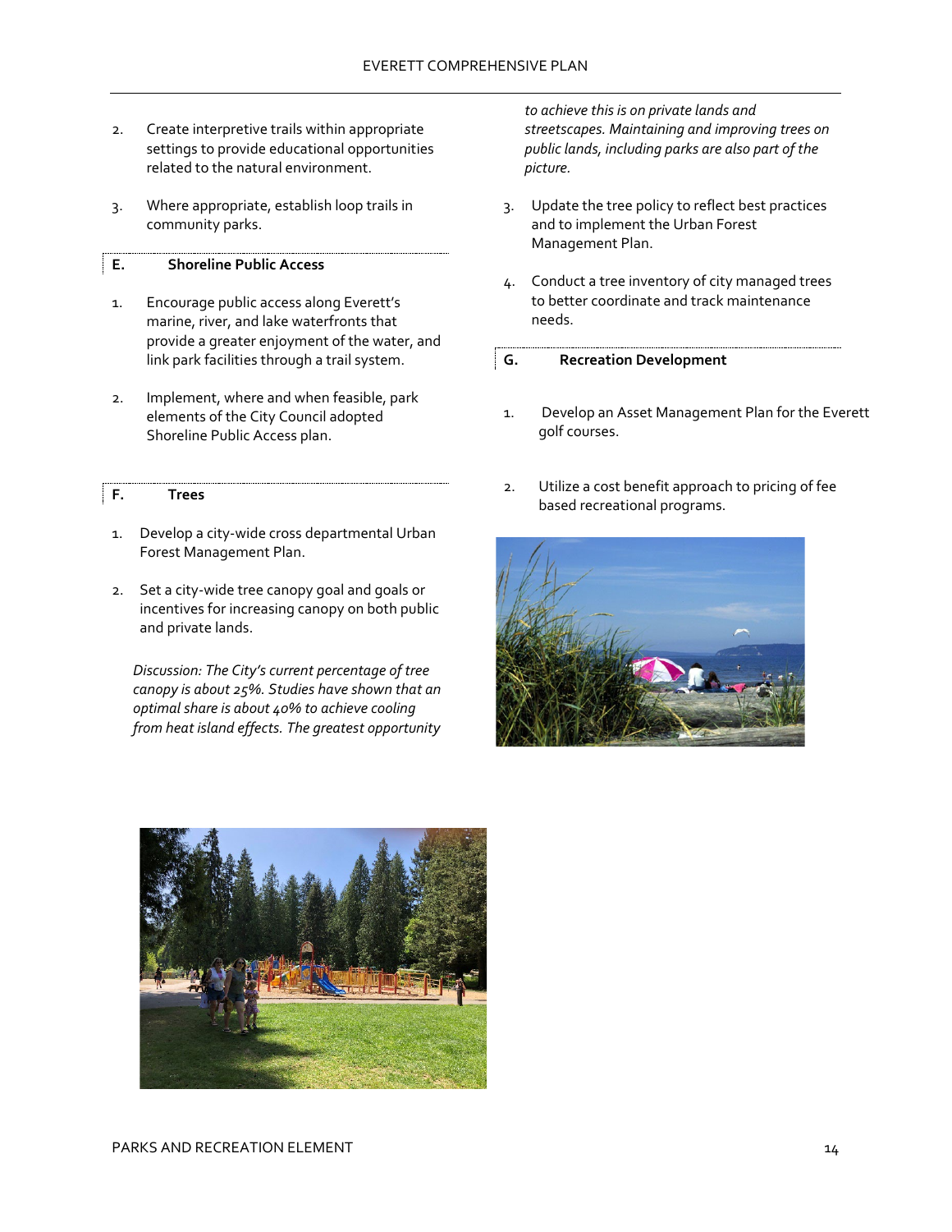2. Create interpretive trails within appropriate settings to provide educational opportunities related to the natural environment.

3. Where appropriate, establish loop trails in community parks.

### E. Shoreline Public Access

1. Encourage public access along Everett's marine, river, and lake waterfronts that provide a greater enjoyment of the water, and link park facilities through a trail system.

2. Implement, where and when feasible, park elements of the City Council adopted Shoreline Public Access plan.

### F. Trees

1. Develop a city-wide cross departmental Urban Forest Management Plan.

2. Set a city-wide tree canopy goal and goals or incentives for increasing canopy on both public and private lands.

   *Discussion: The City's current percentage of tree canopy is about 25%. Studies have shown that an optimal share is about 40% to achieve cooling from heat island effects. The greatest opportunity to achieve this is on private lands and streetscapes. Maintaining and improving trees on public lands, including parks are also part of the picture.*

3. Update the tree policy to reflect best practices and to implement the Urban Forest Management Plan.

4. Conduct a tree inventory of city managed trees to better coordinate and track maintenance needs.

### G. Recreation Development

1. Develop an Asset Management Plan for the Everett golf courses.

2. Utilize a cost benefit approach to pricing of fee based recreational programs.